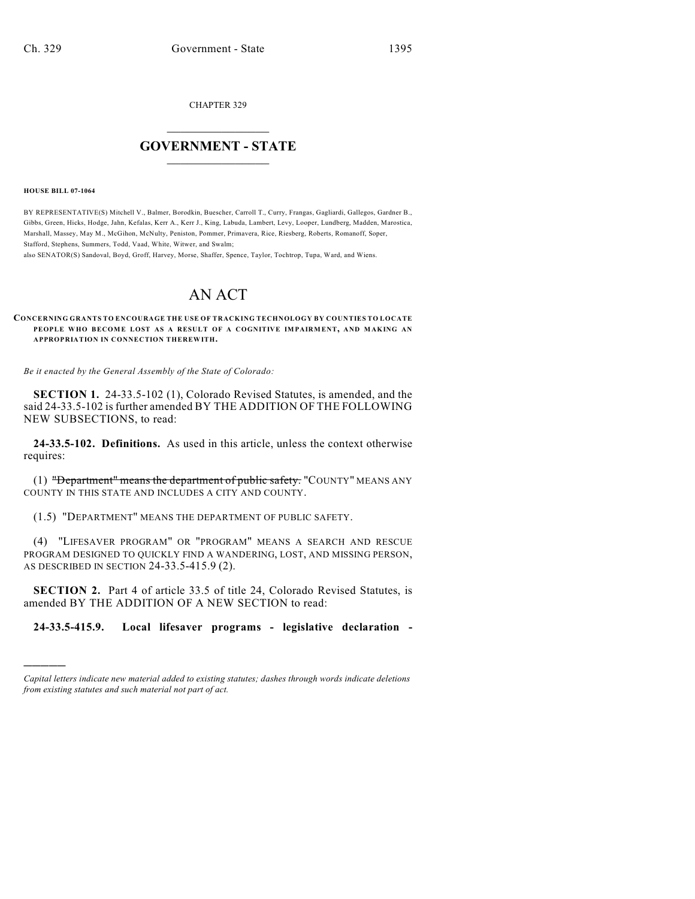CHAPTER 329

# GOVERNMENT - STATE

**HOUSE BILL 07-1064**

BY REPRESENTATIVE(S) Mitchell V., Balmer, Borodkin, Buescher, Carroll T., Curry, Frangas, Gagliardi, Gallegos, Gardner B., Gibbs, Green, Hicks, Hodge, Jahn, Kefalas, Kerr A., Kerr J., King, Labuda, Lambert, Levy, Looper, Lundberg, Madden, Marostica, Marshall, Massey, May M., McGihon, McNulty, Peniston, Pommer, Primavera, Rice, Riesberg, Roberts, Romanoff, Soper, Stafford, Stephens, Summers, Todd, Vaad, White, Witwer, and Swalm;
also SENATOR(S) Sandoval, Boyd, Groff, Harvey, Morse, Shaffer, Spence, Taylor, Tochtrop, Tupa, Ward, and Wiens.

# AN ACT

**CONCERNING GRANTS TO ENCOURAGE THE USE OF TRACKING TECHNOLOGY BY COUNTIES TO LOCATE PEOPLE WHO BECOME LOST AS A RESULT OF A COGNITIVE IMPAIRMENT, AND MAKING AN APPROPRIATION IN CONNECTION THEREWITH.**

*Be it enacted by the General Assembly of the State of Colorado:*

**SECTION 1.** 24-33.5-102 (1), Colorado Revised Statutes, is amended, and the said 24-33.5-102 is further amended BY THE ADDITION OF THE FOLLOWING NEW SUBSECTIONS, to read:

**24-33.5-102. Definitions.** As used in this article, unless the context otherwise requires:

(1) ~~"Department" means the department of public safety.~~ "COUNTY" MEANS ANY COUNTY IN THIS STATE AND INCLUDES A CITY AND COUNTY.

(1.5) "DEPARTMENT" MEANS THE DEPARTMENT OF PUBLIC SAFETY.

(4) "LIFESAVER PROGRAM" OR "PROGRAM" MEANS A SEARCH AND RESCUE PROGRAM DESIGNED TO QUICKLY FIND A WANDERING, LOST, AND MISSING PERSON, AS DESCRIBED IN SECTION 24-33.5-415.9 (2).

**SECTION 2.** Part 4 of article 33.5 of title 24, Colorado Revised Statutes, is amended BY THE ADDITION OF A NEW SECTION to read:

**24-33.5-415.9. Local lifesaver programs - legislative declaration -**

*Capital letters indicate new material added to existing statutes; dashes through words indicate deletions from existing statutes and such material not part of act.*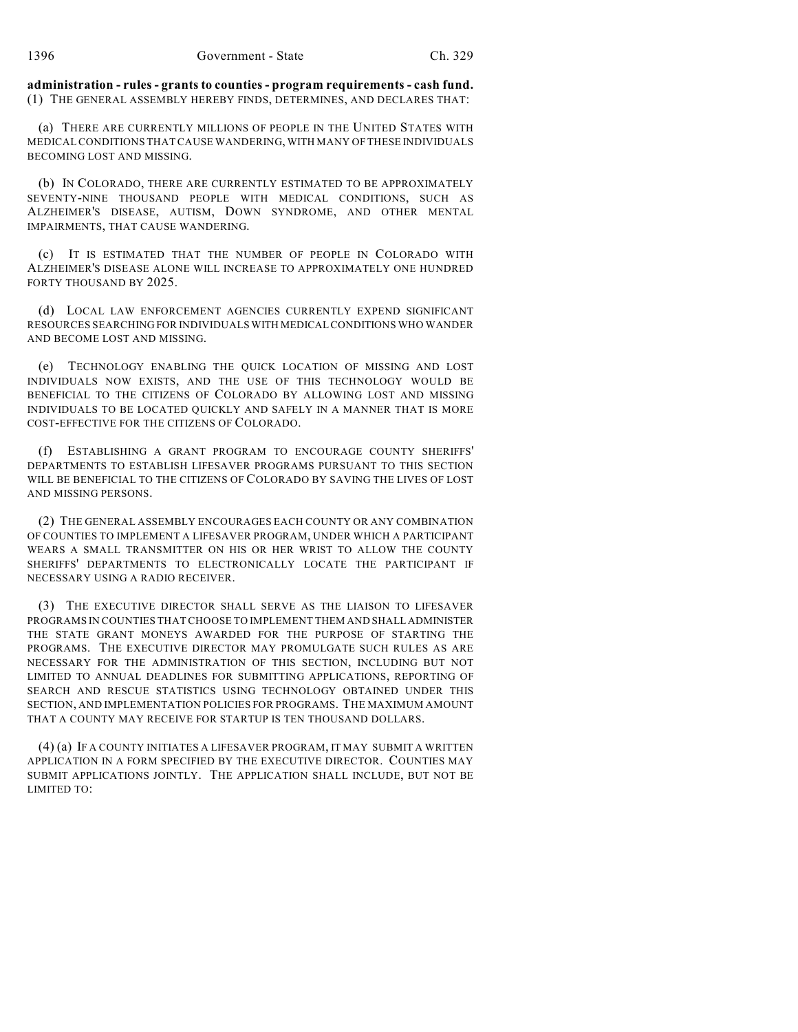**administration - rules - grants to counties - program requirements - cash fund.** (1) THE GENERAL ASSEMBLY HEREBY FINDS, DETERMINES, AND DECLARES THAT:

(a) THERE ARE CURRENTLY MILLIONS OF PEOPLE IN THE UNITED STATES WITH MEDICAL CONDITIONS THAT CAUSE WANDERING, WITH MANY OF THESE INDIVIDUALS BECOMING LOST AND MISSING.

(b) IN COLORADO, THERE ARE CURRENTLY ESTIMATED TO BE APPROXIMATELY SEVENTY-NINE THOUSAND PEOPLE WITH MEDICAL CONDITIONS, SUCH AS ALZHEIMER'S DISEASE, AUTISM, DOWN SYNDROME, AND OTHER MENTAL IMPAIRMENTS, THAT CAUSE WANDERING.

(c) IT IS ESTIMATED THAT THE NUMBER OF PEOPLE IN COLORADO WITH ALZHEIMER'S DISEASE ALONE WILL INCREASE TO APPROXIMATELY ONE HUNDRED FORTY THOUSAND BY 2025.

(d) LOCAL LAW ENFORCEMENT AGENCIES CURRENTLY EXPEND SIGNIFICANT RESOURCES SEARCHING FOR INDIVIDUALS WITH MEDICAL CONDITIONS WHO WANDER AND BECOME LOST AND MISSING.

(e) TECHNOLOGY ENABLING THE QUICK LOCATION OF MISSING AND LOST INDIVIDUALS NOW EXISTS, AND THE USE OF THIS TECHNOLOGY WOULD BE BENEFICIAL TO THE CITIZENS OF COLORADO BY ALLOWING LOST AND MISSING INDIVIDUALS TO BE LOCATED QUICKLY AND SAFELY IN A MANNER THAT IS MORE COST-EFFECTIVE FOR THE CITIZENS OF COLORADO.

(f) ESTABLISHING A GRANT PROGRAM TO ENCOURAGE COUNTY SHERIFFS' DEPARTMENTS TO ESTABLISH LIFESAVER PROGRAMS PURSUANT TO THIS SECTION WILL BE BENEFICIAL TO THE CITIZENS OF COLORADO BY SAVING THE LIVES OF LOST AND MISSING PERSONS.

(2) THE GENERAL ASSEMBLY ENCOURAGES EACH COUNTY OR ANY COMBINATION OF COUNTIES TO IMPLEMENT A LIFESAVER PROGRAM, UNDER WHICH A PARTICIPANT WEARS A SMALL TRANSMITTER ON HIS OR HER WRIST TO ALLOW THE COUNTY SHERIFFS' DEPARTMENTS TO ELECTRONICALLY LOCATE THE PARTICIPANT IF NECESSARY USING A RADIO RECEIVER.

(3) THE EXECUTIVE DIRECTOR SHALL SERVE AS THE LIAISON TO LIFESAVER PROGRAMS IN COUNTIES THAT CHOOSE TO IMPLEMENT THEM AND SHALL ADMINISTER THE STATE GRANT MONEYS AWARDED FOR THE PURPOSE OF STARTING THE PROGRAMS. THE EXECUTIVE DIRECTOR MAY PROMULGATE SUCH RULES AS ARE NECESSARY FOR THE ADMINISTRATION OF THIS SECTION, INCLUDING BUT NOT LIMITED TO ANNUAL DEADLINES FOR SUBMITTING APPLICATIONS, REPORTING OF SEARCH AND RESCUE STATISTICS USING TECHNOLOGY OBTAINED UNDER THIS SECTION, AND IMPLEMENTATION POLICIES FOR PROGRAMS. THE MAXIMUM AMOUNT THAT A COUNTY MAY RECEIVE FOR STARTUP IS TEN THOUSAND DOLLARS.

(4) (a) IF A COUNTY INITIATES A LIFESAVER PROGRAM, IT MAY SUBMIT A WRITTEN APPLICATION IN A FORM SPECIFIED BY THE EXECUTIVE DIRECTOR. COUNTIES MAY SUBMIT APPLICATIONS JOINTLY. THE APPLICATION SHALL INCLUDE, BUT NOT BE LIMITED TO: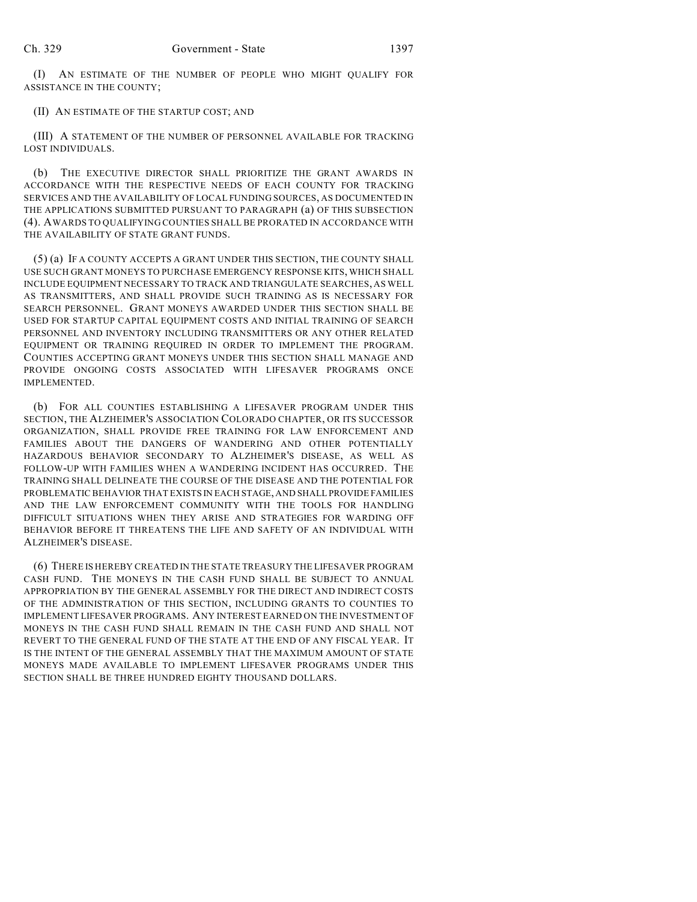(I) AN ESTIMATE OF THE NUMBER OF PEOPLE WHO MIGHT QUALIFY FOR ASSISTANCE IN THE COUNTY;

(II) AN ESTIMATE OF THE STARTUP COST; AND

(III) A STATEMENT OF THE NUMBER OF PERSONNEL AVAILABLE FOR TRACKING LOST INDIVIDUALS.

(b) THE EXECUTIVE DIRECTOR SHALL PRIORITIZE THE GRANT AWARDS IN ACCORDANCE WITH THE RESPECTIVE NEEDS OF EACH COUNTY FOR TRACKING SERVICES AND THE AVAILABILITY OF LOCAL FUNDING SOURCES, AS DOCUMENTED IN THE APPLICATIONS SUBMITTED PURSUANT TO PARAGRAPH (a) OF THIS SUBSECTION (4). AWARDS TO QUALIFYING COUNTIES SHALL BE PRORATED IN ACCORDANCE WITH THE AVAILABILITY OF STATE GRANT FUNDS.

(5) (a) IF A COUNTY ACCEPTS A GRANT UNDER THIS SECTION, THE COUNTY SHALL USE SUCH GRANT MONEYS TO PURCHASE EMERGENCY RESPONSE KITS, WHICH SHALL INCLUDE EQUIPMENT NECESSARY TO TRACK AND TRIANGULATE SEARCHES, AS WELL AS TRANSMITTERS, AND SHALL PROVIDE SUCH TRAINING AS IS NECESSARY FOR SEARCH PERSONNEL. GRANT MONEYS AWARDED UNDER THIS SECTION SHALL BE USED FOR STARTUP CAPITAL EQUIPMENT COSTS AND INITIAL TRAINING OF SEARCH PERSONNEL AND INVENTORY INCLUDING TRANSMITTERS OR ANY OTHER RELATED EQUIPMENT OR TRAINING REQUIRED IN ORDER TO IMPLEMENT THE PROGRAM. COUNTIES ACCEPTING GRANT MONEYS UNDER THIS SECTION SHALL MANAGE AND PROVIDE ONGOING COSTS ASSOCIATED WITH LIFESAVER PROGRAMS ONCE IMPLEMENTED.

(b) FOR ALL COUNTIES ESTABLISHING A LIFESAVER PROGRAM UNDER THIS SECTION, THE ALZHEIMER'S ASSOCIATION COLORADO CHAPTER, OR ITS SUCCESSOR ORGANIZATION, SHALL PROVIDE FREE TRAINING FOR LAW ENFORCEMENT AND FAMILIES ABOUT THE DANGERS OF WANDERING AND OTHER POTENTIALLY HAZARDOUS BEHAVIOR SECONDARY TO ALZHEIMER'S DISEASE, AS WELL AS FOLLOW-UP WITH FAMILIES WHEN A WANDERING INCIDENT HAS OCCURRED. THE TRAINING SHALL DELINEATE THE COURSE OF THE DISEASE AND THE POTENTIAL FOR PROBLEMATIC BEHAVIOR THAT EXISTS IN EACH STAGE, AND SHALL PROVIDE FAMILIES AND THE LAW ENFORCEMENT COMMUNITY WITH THE TOOLS FOR HANDLING DIFFICULT SITUATIONS WHEN THEY ARISE AND STRATEGIES FOR WARDING OFF BEHAVIOR BEFORE IT THREATENS THE LIFE AND SAFETY OF AN INDIVIDUAL WITH ALZHEIMER'S DISEASE.

(6) THERE IS HEREBY CREATED IN THE STATE TREASURY THE LIFESAVER PROGRAM CASH FUND. THE MONEYS IN THE CASH FUND SHALL BE SUBJECT TO ANNUAL APPROPRIATION BY THE GENERAL ASSEMBLY FOR THE DIRECT AND INDIRECT COSTS OF THE ADMINISTRATION OF THIS SECTION, INCLUDING GRANTS TO COUNTIES TO IMPLEMENT LIFESAVER PROGRAMS. ANY INTEREST EARNED ON THE INVESTMENT OF MONEYS IN THE CASH FUND SHALL REMAIN IN THE CASH FUND AND SHALL NOT REVERT TO THE GENERAL FUND OF THE STATE AT THE END OF ANY FISCAL YEAR. IT IS THE INTENT OF THE GENERAL ASSEMBLY THAT THE MAXIMUM AMOUNT OF STATE MONEYS MADE AVAILABLE TO IMPLEMENT LIFESAVER PROGRAMS UNDER THIS SECTION SHALL BE THREE HUNDRED EIGHTY THOUSAND DOLLARS.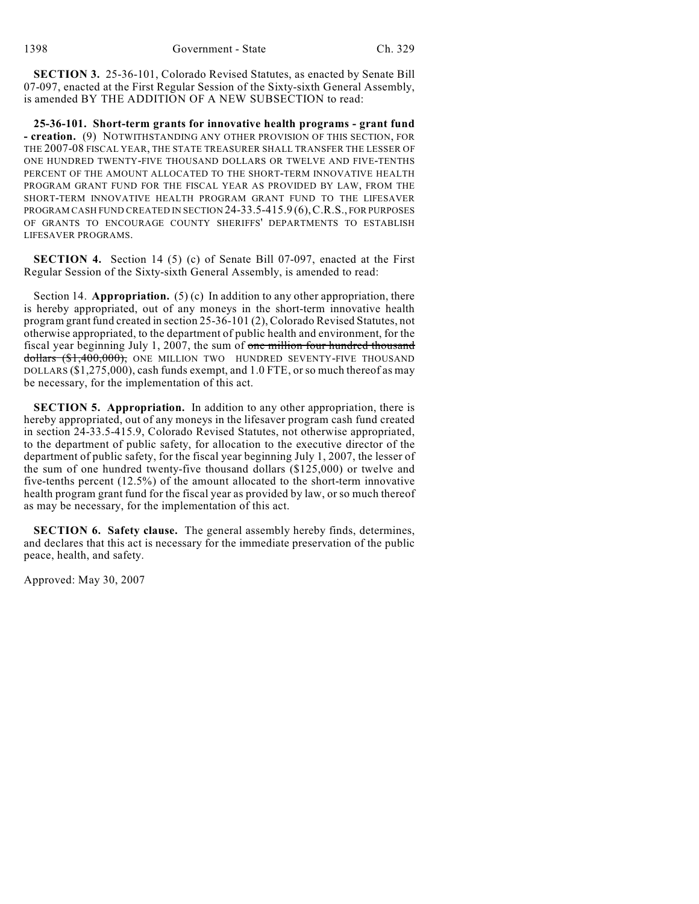**SECTION 3.** 25-36-101, Colorado Revised Statutes, as enacted by Senate Bill 07-097, enacted at the First Regular Session of the Sixty-sixth General Assembly, is amended BY THE ADDITION OF A NEW SUBSECTION to read:

**25-36-101. Short-term grants for innovative health programs - grant fund - creation.** (9) NOTWITHSTANDING ANY OTHER PROVISION OF THIS SECTION, FOR THE 2007-08 FISCAL YEAR, THE STATE TREASURER SHALL TRANSFER THE LESSER OF ONE HUNDRED TWENTY-FIVE THOUSAND DOLLARS OR TWELVE AND FIVE-TENTHS PERCENT OF THE AMOUNT ALLOCATED TO THE SHORT-TERM INNOVATIVE HEALTH PROGRAM GRANT FUND FOR THE FISCAL YEAR AS PROVIDED BY LAW, FROM THE SHORT-TERM INNOVATIVE HEALTH PROGRAM GRANT FUND TO THE LIFESAVER PROGRAM CASH FUND CREATED IN SECTION 24-33.5-415.9 (6), C.R.S., FOR PURPOSES OF GRANTS TO ENCOURAGE COUNTY SHERIFFS' DEPARTMENTS TO ESTABLISH LIFESAVER PROGRAMS.

**SECTION 4.** Section 14 (5) (c) of Senate Bill 07-097, enacted at the First Regular Session of the Sixty-sixth General Assembly, is amended to read:

Section 14. **Appropriation.** (5) (c) In addition to any other appropriation, there is hereby appropriated, out of any moneys in the short-term innovative health program grant fund created in section 25-36-101 (2), Colorado Revised Statutes, not otherwise appropriated, to the department of public health and environment, for the fiscal year beginning July 1, 2007, the sum of ~~one million four hundred thousand dollars ($1,400,000),~~ ONE MILLION TWO HUNDRED SEVENTY-FIVE THOUSAND DOLLARS ($1,275,000), cash funds exempt, and 1.0 FTE, or so much thereof as may be necessary, for the implementation of this act.

**SECTION 5. Appropriation.** In addition to any other appropriation, there is hereby appropriated, out of any moneys in the lifesaver program cash fund created in section 24-33.5-415.9, Colorado Revised Statutes, not otherwise appropriated, to the department of public safety, for allocation to the executive director of the department of public safety, for the fiscal year beginning July 1, 2007, the lesser of the sum of one hundred twenty-five thousand dollars ($125,000) or twelve and five-tenths percent (12.5%) of the amount allocated to the short-term innovative health program grant fund for the fiscal year as provided by law, or so much thereof as may be necessary, for the implementation of this act.

**SECTION 6. Safety clause.** The general assembly hereby finds, determines, and declares that this act is necessary for the immediate preservation of the public peace, health, and safety.

Approved: May 30, 2007